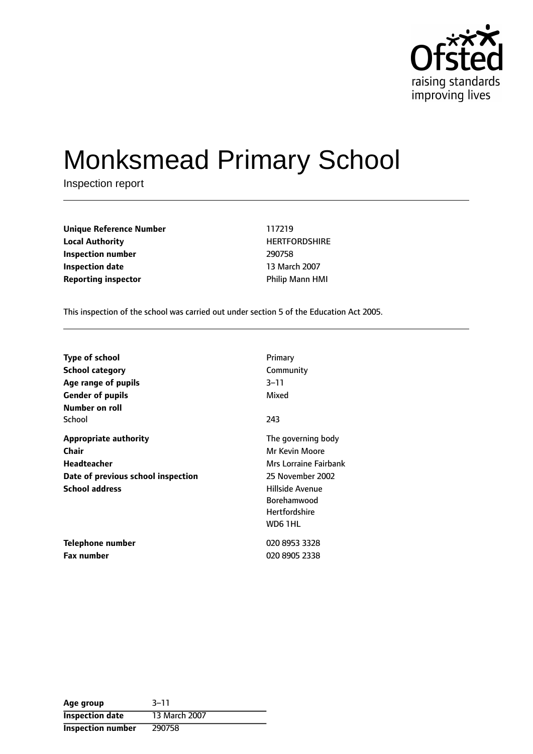# Monksmead Primary School

Inspection report

| | |
|---|---|
| **Unique Reference Number** | 117219 |
| **Local Authority** | HERTFORDSHIRE |
| **Inspection number** | 290758 |
| **Inspection date** | 13 March 2007 |
| **Reporting inspector** | Philip Mann HMI |

This inspection of the school was carried out under section 5 of the Education Act 2005.

| | |
|---|---|
| **Type of school** | Primary |
| **School category** | Community |
| **Age range of pupils** | 3–11 |
| **Gender of pupils** | Mixed |
| **Number on roll** | |
| School | 243 |
| **Appropriate authority** | The governing body |
| **Chair** | Mr Kevin Moore |
| **Headteacher** | Mrs Lorraine Fairbank |
| **Date of previous school inspection** | 25 November 2002 |
| **School address** | Hillside Avenue<br>Borehamwood<br>Hertfordshire<br>WD6 1HL |
| **Telephone number** | 020 8953 3328 |
| **Fax number** | 020 8905 2338 |

| | |
|---|---|
| **Age group** | 3–11 |
| **Inspection date** | 13 March 2007 |
| **Inspection number** | 290758 |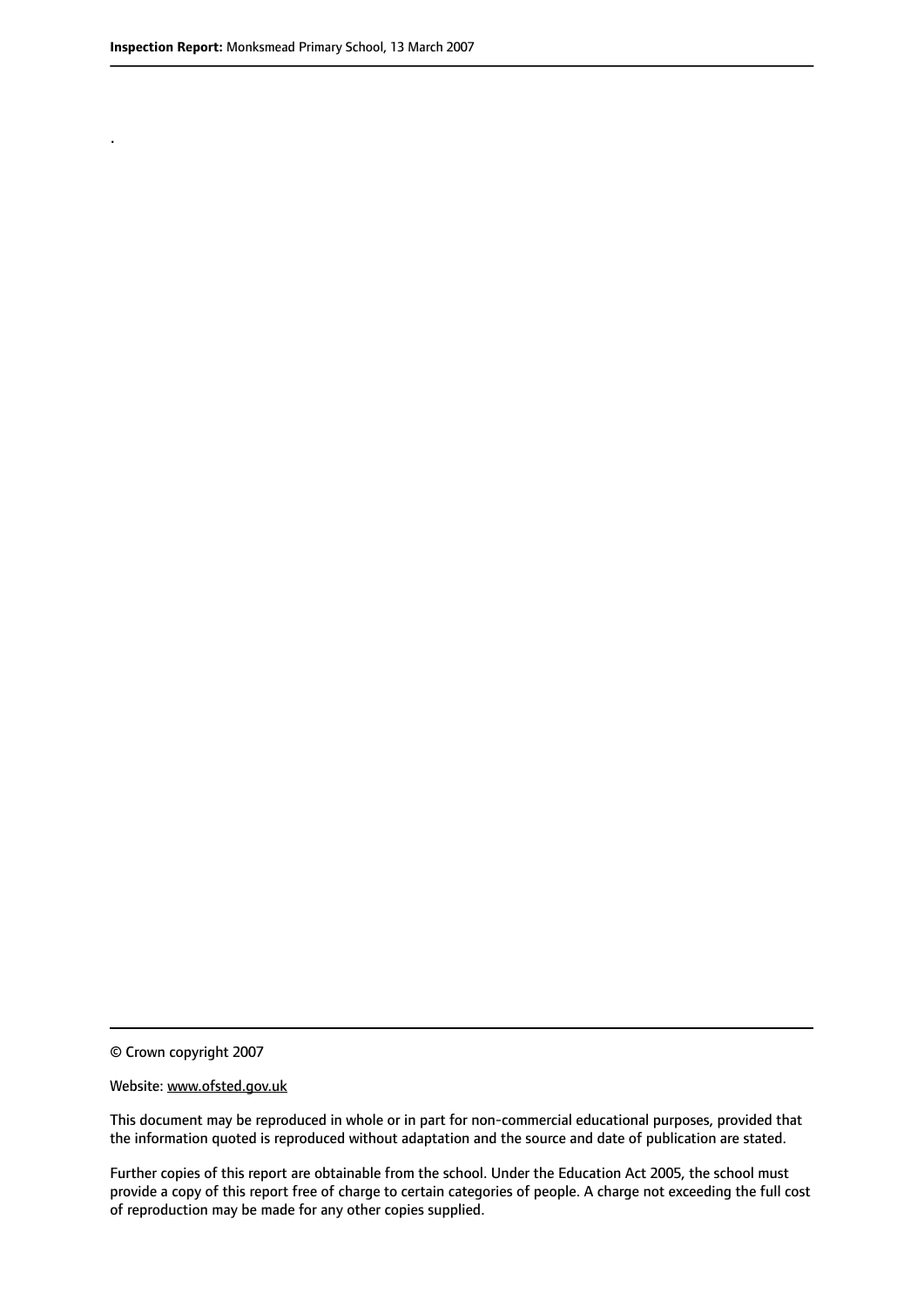.

© Crown copyright 2007

Website: www.ofsted.gov.uk

This document may be reproduced in whole or in part for non-commercial educational purposes, provided that the information quoted is reproduced without adaptation and the source and date of publication are stated.

Further copies of this report are obtainable from the school. Under the Education Act 2005, the school must provide a copy of this report free of charge to certain categories of people. A charge not exceeding the full cost of reproduction may be made for any other copies supplied.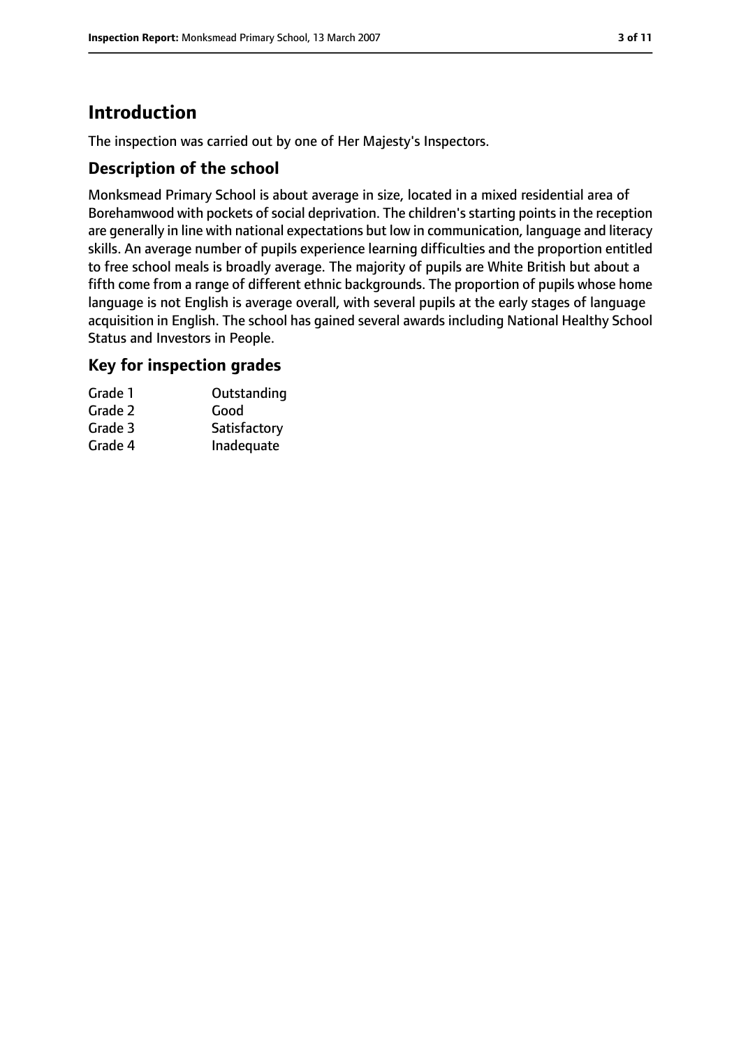# Introduction

The inspection was carried out by one of Her Majesty's Inspectors.

## Description of the school

Monksmead Primary School is about average in size, located in a mixed residential area of Borehamwood with pockets of social deprivation. The children's starting points in the reception are generally in line with national expectations but low in communication, language and literacy skills. An average number of pupils experience learning difficulties and the proportion entitled to free school meals is broadly average. The majority of pupils are White British but about a fifth come from a range of different ethnic backgrounds. The proportion of pupils whose home language is not English is average overall, with several pupils at the early stages of language acquisition in English. The school has gained several awards including National Healthy School Status and Investors in People.

## Key for inspection grades

| | |
|---|---|
| Grade 1 | Outstanding |
| Grade 2 | Good |
| Grade 3 | Satisfactory |
| Grade 4 | Inadequate |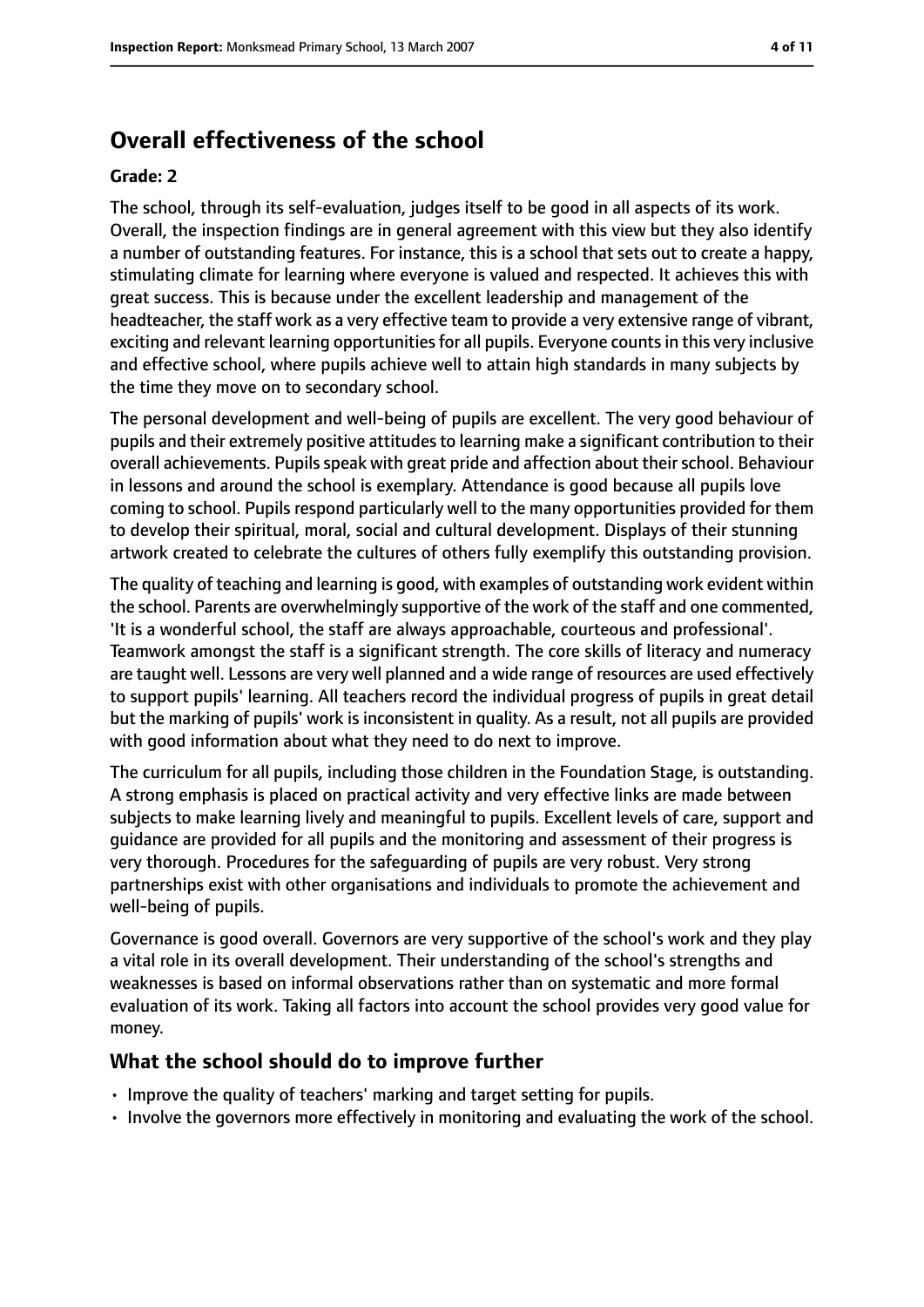## Overall effectiveness of the school

**Grade: 2**

The school, through its self-evaluation, judges itself to be good in all aspects of its work. Overall, the inspection findings are in general agreement with this view but they also identify a number of outstanding features. For instance, this is a school that sets out to create a happy, stimulating climate for learning where everyone is valued and respected. It achieves this with great success. This is because under the excellent leadership and management of the headteacher, the staff work as a very effective team to provide a very extensive range of vibrant, exciting and relevant learning opportunities for all pupils. Everyone counts in this very inclusive and effective school, where pupils achieve well to attain high standards in many subjects by the time they move on to secondary school.

The personal development and well-being of pupils are excellent. The very good behaviour of pupils and their extremely positive attitudes to learning make a significant contribution to their overall achievements. Pupils speak with great pride and affection about their school. Behaviour in lessons and around the school is exemplary. Attendance is good because all pupils love coming to school. Pupils respond particularly well to the many opportunities provided for them to develop their spiritual, moral, social and cultural development. Displays of their stunning artwork created to celebrate the cultures of others fully exemplify this outstanding provision.

The quality of teaching and learning is good, with examples of outstanding work evident within the school. Parents are overwhelmingly supportive of the work of the staff and one commented, 'It is a wonderful school, the staff are always approachable, courteous and professional'. Teamwork amongst the staff is a significant strength. The core skills of literacy and numeracy are taught well. Lessons are very well planned and a wide range of resources are used effectively to support pupils' learning. All teachers record the individual progress of pupils in great detail but the marking of pupils' work is inconsistent in quality. As a result, not all pupils are provided with good information about what they need to do next to improve.

The curriculum for all pupils, including those children in the Foundation Stage, is outstanding. A strong emphasis is placed on practical activity and very effective links are made between subjects to make learning lively and meaningful to pupils. Excellent levels of care, support and guidance are provided for all pupils and the monitoring and assessment of their progress is very thorough. Procedures for the safeguarding of pupils are very robust. Very strong partnerships exist with other organisations and individuals to promote the achievement and well-being of pupils.

Governance is good overall. Governors are very supportive of the school's work and they play a vital role in its overall development. Their understanding of the school's strengths and weaknesses is based on informal observations rather than on systematic and more formal evaluation of its work. Taking all factors into account the school provides very good value for money.

### What the school should do to improve further

- Improve the quality of teachers' marking and target setting for pupils.
- Involve the governors more effectively in monitoring and evaluating the work of the school.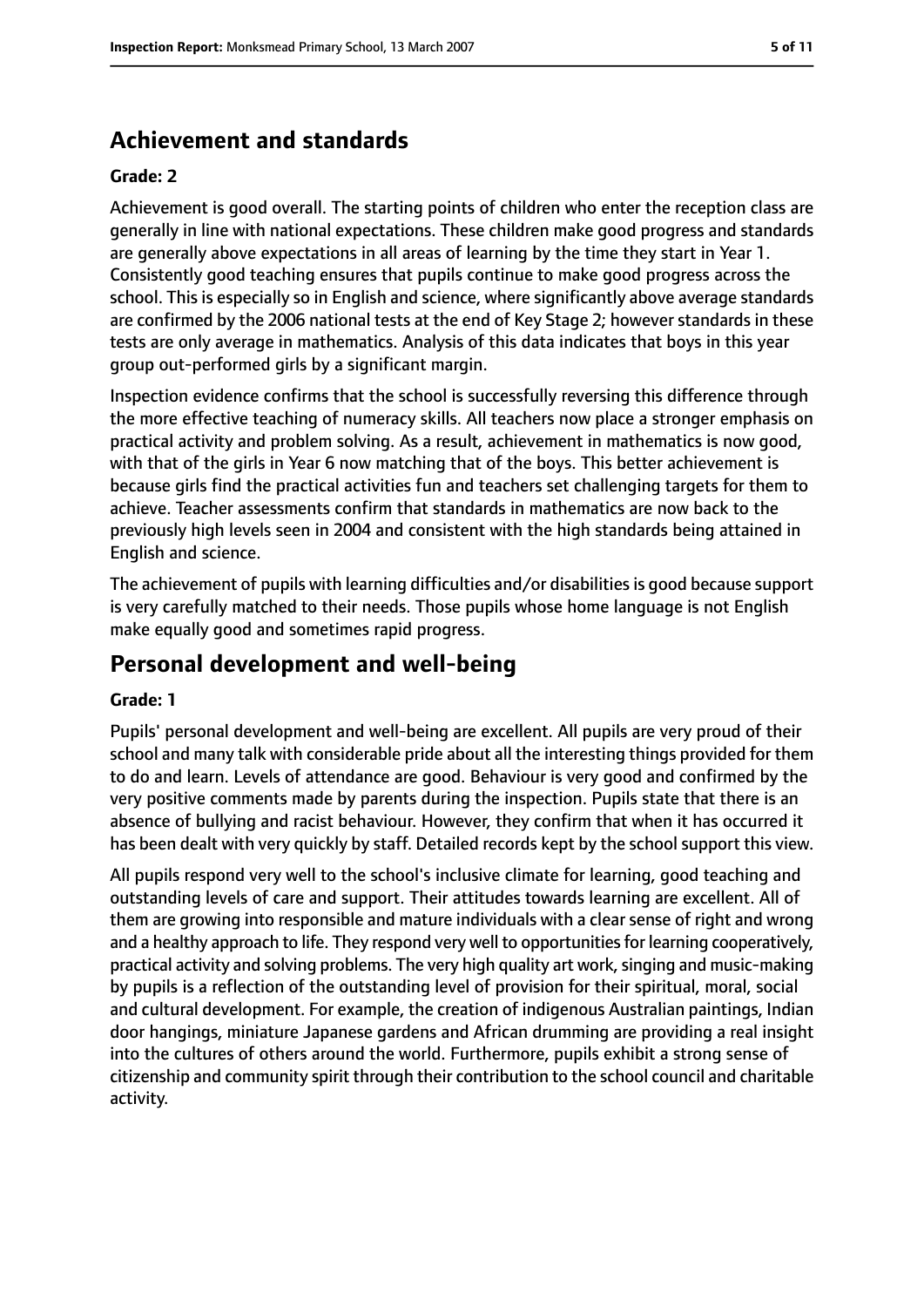## Achievement and standards

**Grade: 2**

Achievement is good overall. The starting points of children who enter the reception class are generally in line with national expectations. These children make good progress and standards are generally above expectations in all areas of learning by the time they start in Year 1. Consistently good teaching ensures that pupils continue to make good progress across the school. This is especially so in English and science, where significantly above average standards are confirmed by the 2006 national tests at the end of Key Stage 2; however standards in these tests are only average in mathematics. Analysis of this data indicates that boys in this year group out-performed girls by a significant margin.

Inspection evidence confirms that the school is successfully reversing this difference through the more effective teaching of numeracy skills. All teachers now place a stronger emphasis on practical activity and problem solving. As a result, achievement in mathematics is now good, with that of the girls in Year 6 now matching that of the boys. This better achievement is because girls find the practical activities fun and teachers set challenging targets for them to achieve. Teacher assessments confirm that standards in mathematics are now back to the previously high levels seen in 2004 and consistent with the high standards being attained in English and science.

The achievement of pupils with learning difficulties and/or disabilities is good because support is very carefully matched to their needs. Those pupils whose home language is not English make equally good and sometimes rapid progress.

## Personal development and well-being

**Grade: 1**

Pupils' personal development and well-being are excellent. All pupils are very proud of their school and many talk with considerable pride about all the interesting things provided for them to do and learn. Levels of attendance are good. Behaviour is very good and confirmed by the very positive comments made by parents during the inspection. Pupils state that there is an absence of bullying and racist behaviour. However, they confirm that when it has occurred it has been dealt with very quickly by staff. Detailed records kept by the school support this view.

All pupils respond very well to the school's inclusive climate for learning, good teaching and outstanding levels of care and support. Their attitudes towards learning are excellent. All of them are growing into responsible and mature individuals with a clear sense of right and wrong and a healthy approach to life. They respond very well to opportunities for learning cooperatively, practical activity and solving problems. The very high quality art work, singing and music-making by pupils is a reflection of the outstanding level of provision for their spiritual, moral, social and cultural development. For example, the creation of indigenous Australian paintings, Indian door hangings, miniature Japanese gardens and African drumming are providing a real insight into the cultures of others around the world. Furthermore, pupils exhibit a strong sense of citizenship and community spirit through their contribution to the school council and charitable activity.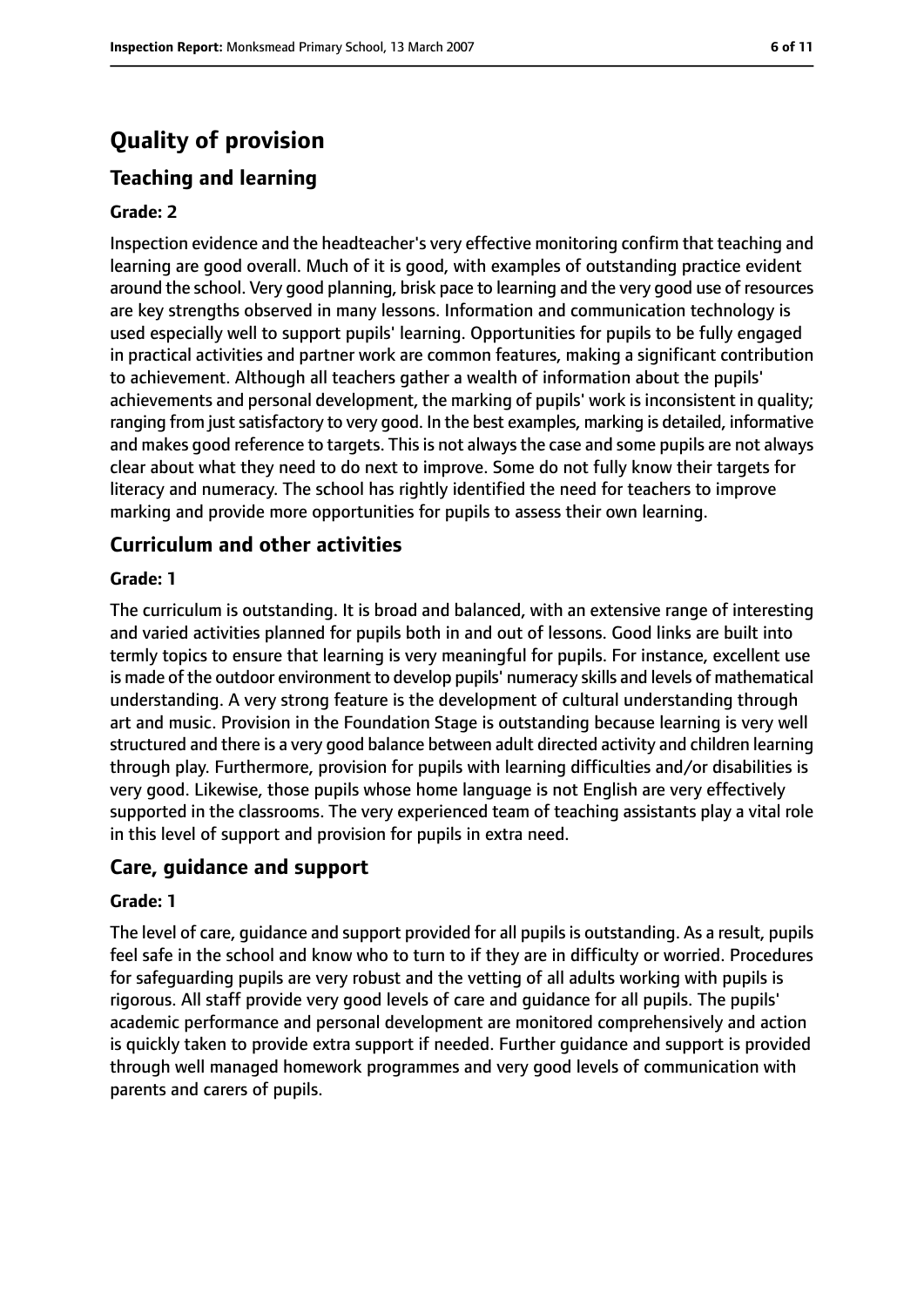# Quality of provision

## Teaching and learning

### Grade: 2

Inspection evidence and the headteacher's very effective monitoring confirm that teaching and learning are good overall. Much of it is good, with examples of outstanding practice evident around the school. Very good planning, brisk pace to learning and the very good use of resources are key strengths observed in many lessons. Information and communication technology is used especially well to support pupils' learning. Opportunities for pupils to be fully engaged in practical activities and partner work are common features, making a significant contribution to achievement. Although all teachers gather a wealth of information about the pupils' achievements and personal development, the marking of pupils' work is inconsistent in quality; ranging from just satisfactory to very good. In the best examples, marking is detailed, informative and makes good reference to targets. This is not always the case and some pupils are not always clear about what they need to do next to improve. Some do not fully know their targets for literacy and numeracy. The school has rightly identified the need for teachers to improve marking and provide more opportunities for pupils to assess their own learning.

## Curriculum and other activities

### Grade: 1

The curriculum is outstanding. It is broad and balanced, with an extensive range of interesting and varied activities planned for pupils both in and out of lessons. Good links are built into termly topics to ensure that learning is very meaningful for pupils. For instance, excellent use is made of the outdoor environment to develop pupils' numeracy skills and levels of mathematical understanding. A very strong feature is the development of cultural understanding through art and music. Provision in the Foundation Stage is outstanding because learning is very well structured and there is a very good balance between adult directed activity and children learning through play. Furthermore, provision for pupils with learning difficulties and/or disabilities is very good. Likewise, those pupils whose home language is not English are very effectively supported in the classrooms. The very experienced team of teaching assistants play a vital role in this level of support and provision for pupils in extra need.

## Care, guidance and support

### Grade: 1

The level of care, guidance and support provided for all pupils is outstanding. As a result, pupils feel safe in the school and know who to turn to if they are in difficulty or worried. Procedures for safeguarding pupils are very robust and the vetting of all adults working with pupils is rigorous. All staff provide very good levels of care and guidance for all pupils. The pupils' academic performance and personal development are monitored comprehensively and action is quickly taken to provide extra support if needed. Further guidance and support is provided through well managed homework programmes and very good levels of communication with parents and carers of pupils.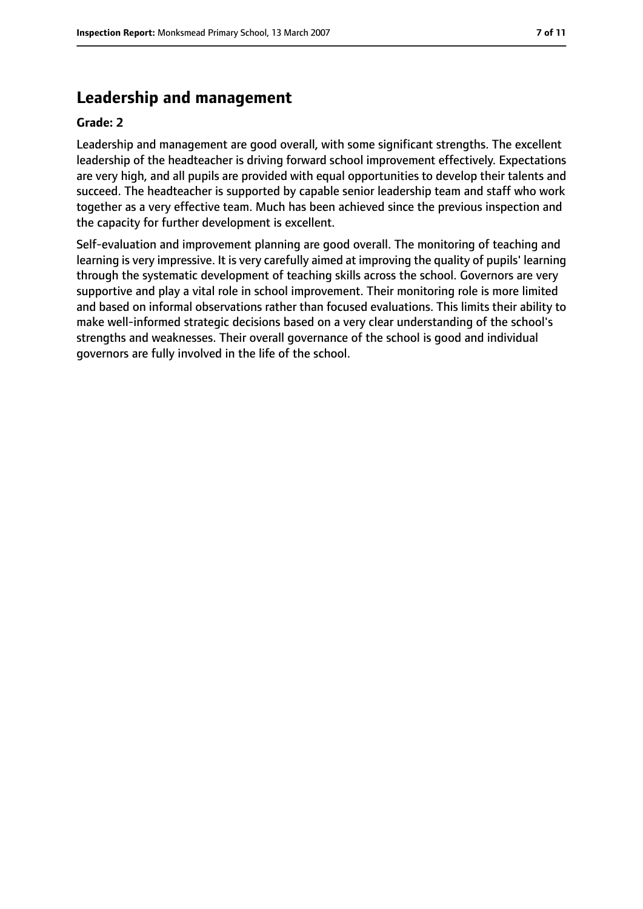## Leadership and management

**Grade: 2**

Leadership and management are good overall, with some significant strengths. The excellent leadership of the headteacher is driving forward school improvement effectively. Expectations are very high, and all pupils are provided with equal opportunities to develop their talents and succeed. The headteacher is supported by capable senior leadership team and staff who work together as a very effective team. Much has been achieved since the previous inspection and the capacity for further development is excellent.

Self-evaluation and improvement planning are good overall. The monitoring of teaching and learning is very impressive. It is very carefully aimed at improving the quality of pupils' learning through the systematic development of teaching skills across the school. Governors are very supportive and play a vital role in school improvement. Their monitoring role is more limited and based on informal observations rather than focused evaluations. This limits their ability to make well-informed strategic decisions based on a very clear understanding of the school's strengths and weaknesses. Their overall governance of the school is good and individual governors are fully involved in the life of the school.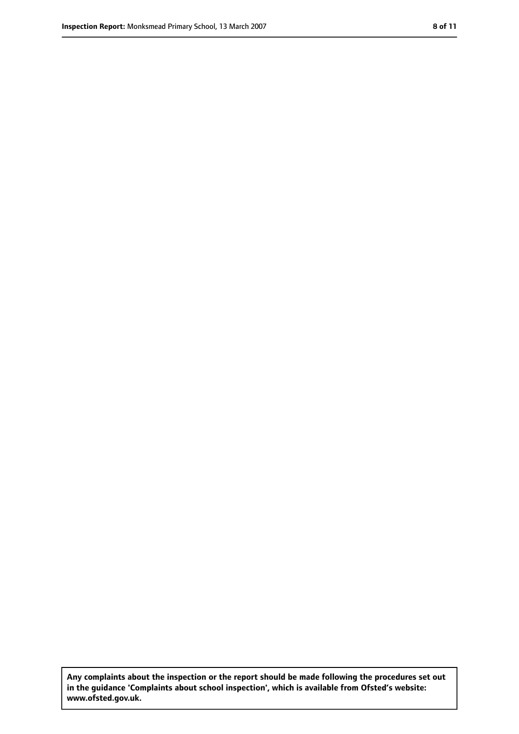**Any complaints about the inspection or the report should be made following the procedures set out in the guidance 'Complaints about school inspection', which is available from Ofsted's website: www.ofsted.gov.uk.**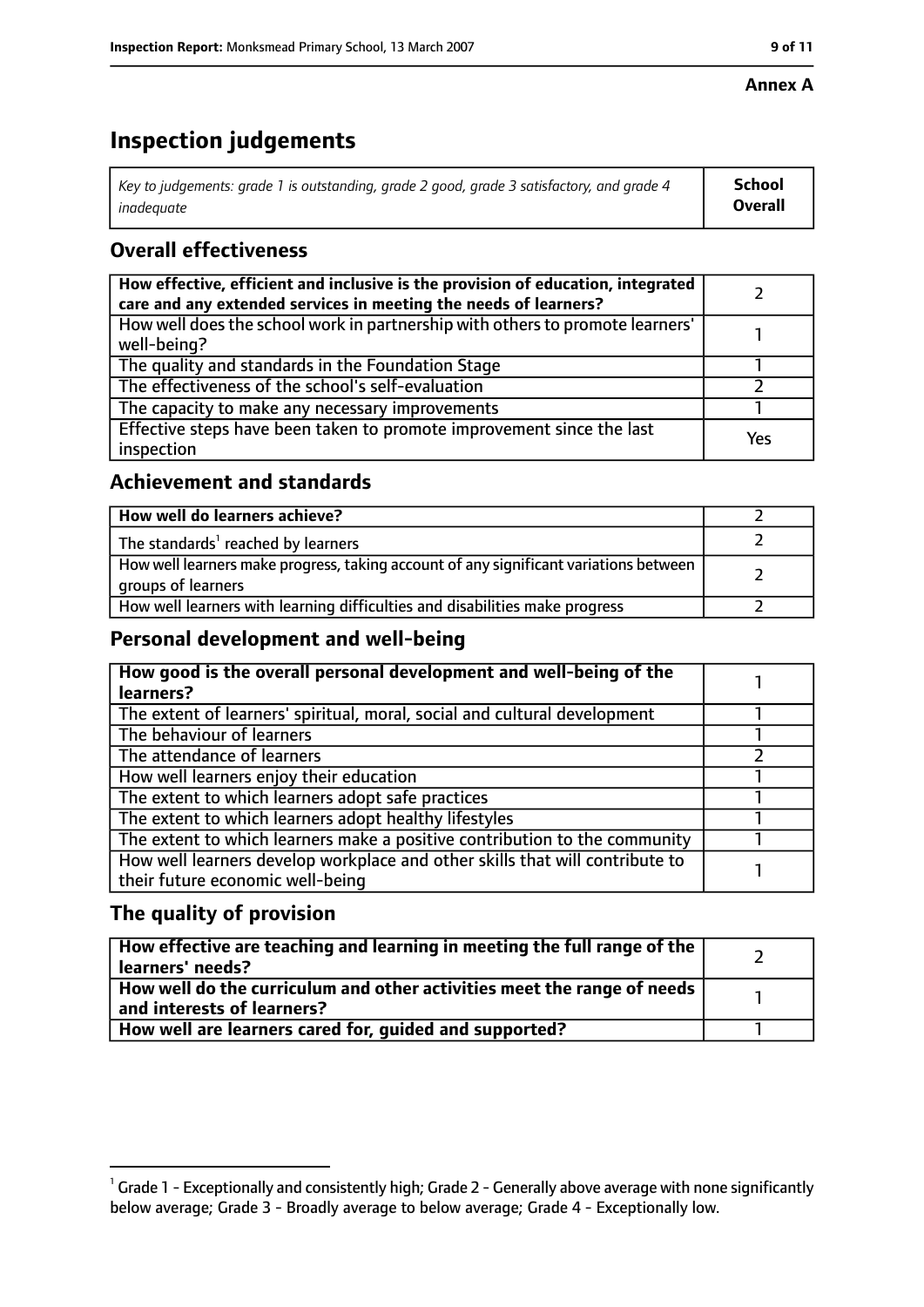**Annex A**

# Inspection judgements

| *Key to judgements: grade 1 is outstanding, grade 2 good, grade 3 satisfactory, and grade 4 inadequate* | **School Overall** |
|---|---|

## Overall effectiveness

| | |
|---|---|
| **How effective, efficient and inclusive is the provision of education, integrated care and any extended services in meeting the needs of learners?** | 2 |
| How well does the school work in partnership with others to promote learners' well-being? | 1 |
| The quality and standards in the Foundation Stage | 1 |
| The effectiveness of the school's self-evaluation | 2 |
| The capacity to make any necessary improvements | 1 |
| Effective steps have been taken to promote improvement since the last inspection | Yes |

## Achievement and standards

| | |
|---|---|
| **How well do learners achieve?** | 2 |
| The standards[1] reached by learners | 2 |
| How well learners make progress, taking account of any significant variations between groups of learners | 2 |
| How well learners with learning difficulties and disabilities make progress | 2 |

## Personal development and well-being

| | |
|---|---|
| **How good is the overall personal development and well-being of the learners?** | 1 |
| The extent of learners' spiritual, moral, social and cultural development | 1 |
| The behaviour of learners | 1 |
| The attendance of learners | 2 |
| How well learners enjoy their education | 1 |
| The extent to which learners adopt safe practices | 1 |
| The extent to which learners adopt healthy lifestyles | 1 |
| The extent to which learners make a positive contribution to the community | 1 |
| How well learners develop workplace and other skills that will contribute to their future economic well-being | 1 |

## The quality of provision

| | |
|---|---|
| **How effective are teaching and learning in meeting the full range of the learners' needs?** | 2 |
| **How well do the curriculum and other activities meet the range of needs and interests of learners?** | 1 |
| **How well are learners cared for, guided and supported?** | 1 |

[1] Grade 1 - Exceptionally and consistently high; Grade 2 - Generally above average with none significantly below average; Grade 3 - Broadly average to below average; Grade 4 - Exceptionally low.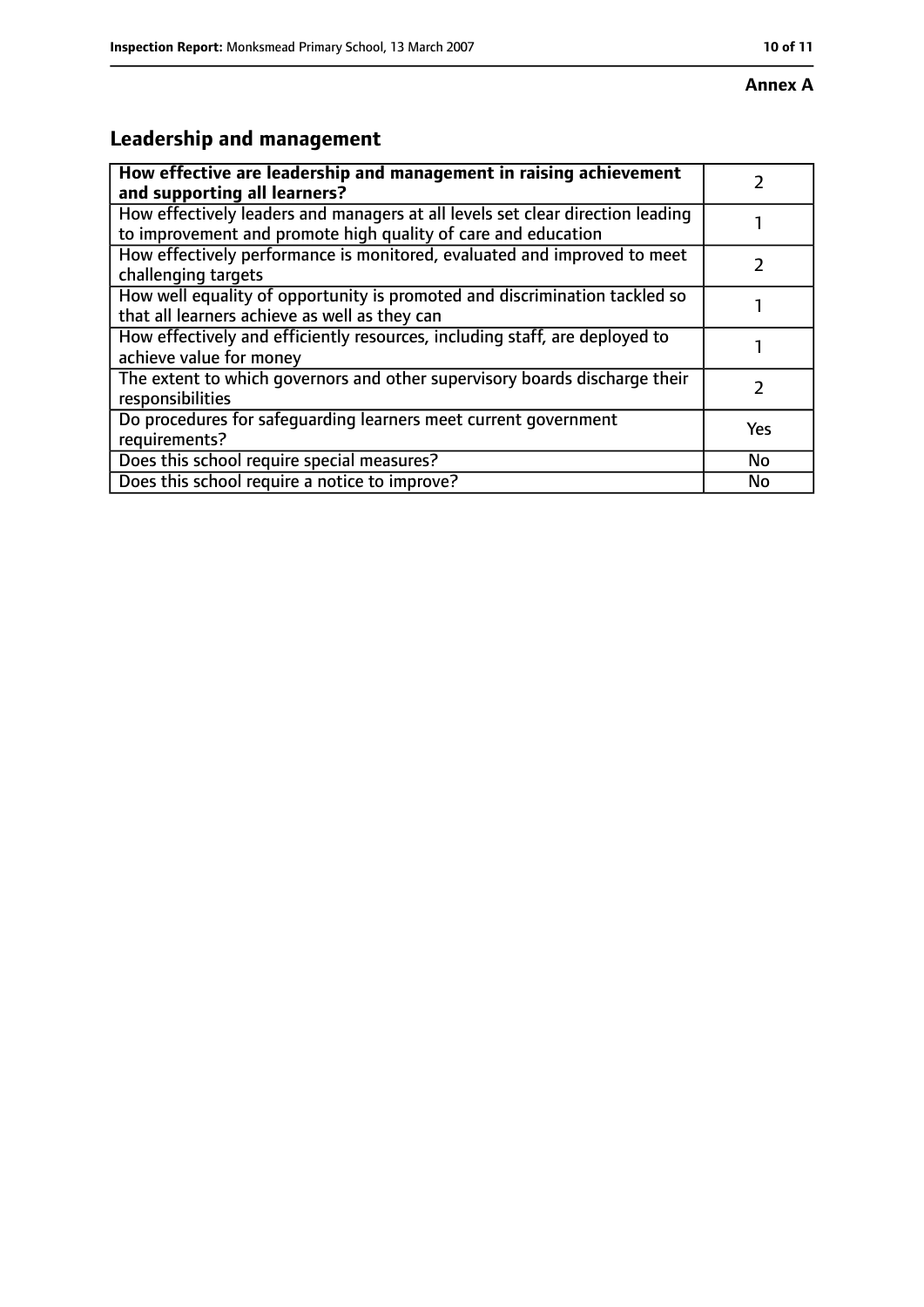**Annex A**

## Leadership and management

| How effective are leadership and management in raising achievement and supporting all learners? | 2 |
|---|---|
| How effectively leaders and managers at all levels set clear direction leading to improvement and promote high quality of care and education | 1 |
| How effectively performance is monitored, evaluated and improved to meet challenging targets | 2 |
| How well equality of opportunity is promoted and discrimination tackled so that all learners achieve as well as they can | 1 |
| How effectively and efficiently resources, including staff, are deployed to achieve value for money | 1 |
| The extent to which governors and other supervisory boards discharge their responsibilities | 2 |
| Do procedures for safeguarding learners meet current government requirements? | Yes |
| Does this school require special measures? | No |
| Does this school require a notice to improve? | No |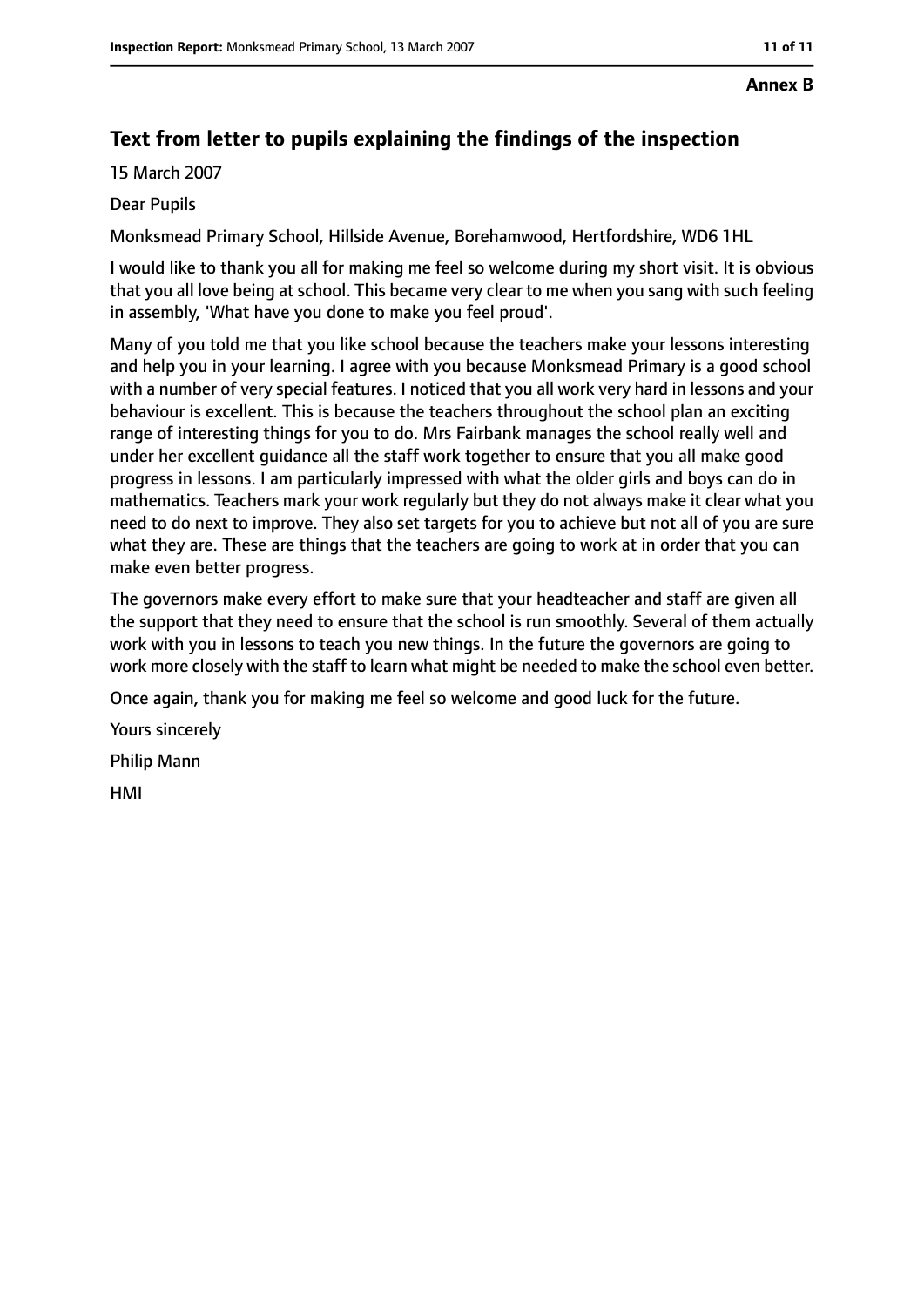**Annex B**

## Text from letter to pupils explaining the findings of the inspection

15 March 2007

Dear Pupils

Monksmead Primary School, Hillside Avenue, Borehamwood, Hertfordshire, WD6 1HL

I would like to thank you all for making me feel so welcome during my short visit. It is obvious that you all love being at school. This became very clear to me when you sang with such feeling in assembly, 'What have you done to make you feel proud'.

Many of you told me that you like school because the teachers make your lessons interesting and help you in your learning. I agree with you because Monksmead Primary is a good school with a number of very special features. I noticed that you all work very hard in lessons and your behaviour is excellent. This is because the teachers throughout the school plan an exciting range of interesting things for you to do. Mrs Fairbank manages the school really well and under her excellent guidance all the staff work together to ensure that you all make good progress in lessons. I am particularly impressed with what the older girls and boys can do in mathematics. Teachers mark your work regularly but they do not always make it clear what you need to do next to improve. They also set targets for you to achieve but not all of you are sure what they are. These are things that the teachers are going to work at in order that you can make even better progress.

The governors make every effort to make sure that your headteacher and staff are given all the support that they need to ensure that the school is run smoothly. Several of them actually work with you in lessons to teach you new things. In the future the governors are going to work more closely with the staff to learn what might be needed to make the school even better.

Once again, thank you for making me feel so welcome and good luck for the future.

Yours sincerely

Philip Mann

HMI